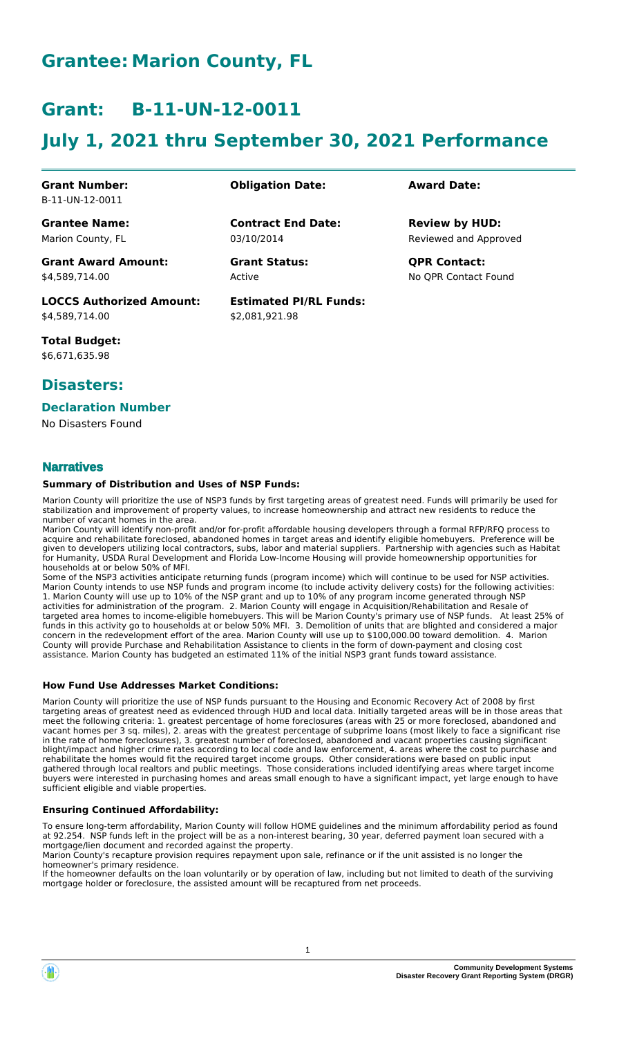# Grantee: Marion County, FL

# Grant: B-11-UN-12-0011

# July 1, 2021 thru September 30, 2021 Performance

| **Grant Number:** | **Obligation Date:** | **Award Date:** |
|---|---|---|
| B-11-UN-12-0011 | | |
| **Grantee Name:** | **Contract End Date:** | **Review by HUD:** |
| Marion County, FL | 03/10/2014 | Reviewed and Approved |
| **Grant Award Amount:** | **Grant Status:** | **QPR Contact:** |
| $4,589,714.00 | Active | No QPR Contact Found |
| **LOCCS Authorized Amount:** | **Estimated PI/RL Funds:** | |
| $4,589,714.00 | $2,081,921.98 | |

**Total Budget:**
$6,671,635.98

## Disasters:

### Declaration Number

No Disasters Found

## Narratives

#### Summary of Distribution and Uses of NSP Funds:

Marion County will prioritize the use of NSP3 funds by first targeting areas of greatest need. Funds will primarily be used for stabilization and improvement of property values, to increase homeownership and attract new residents to reduce the number of vacant homes in the area.

Marion County will identify non-profit and/or for-profit affordable housing developers through a formal RFP/RFQ process to acquire and rehabilitate foreclosed, abandoned homes in target areas and identify eligible homebuyers. Preference will be given to developers utilizing local contractors, subs, labor and material suppliers. Partnership with agencies such as Habitat for Humanity, USDA Rural Development and Florida Low-Income Housing will provide homeownership opportunities for households at or below 50% of MFI.

Some of the NSP3 activities anticipate returning funds (program income) which will continue to be used for NSP activities. Marion County intends to use NSP funds and program income (to include activity delivery costs) for the following activities: 1. Marion County will use up to 10% of the NSP grant and up to 10% of any program income generated through NSP activities for administration of the program. 2. Marion County will engage in Acquisition/Rehabilitation and Resale of targeted area homes to income-eligible homebuyers. This will be Marion County's primary use of NSP funds. At least 25% of funds in this activity go to households at or below 50% MFI. 3. Demolition of units that are blighted and considered a major concern in the redevelopment effort of the area. Marion County will use up to $100,000.00 toward demolition. 4. Marion County will provide Purchase and Rehabilitation Assistance to clients in the form of down-payment and closing cost assistance. Marion County has budgeted an estimated 11% of the initial NSP3 grant funds toward assistance.

#### How Fund Use Addresses Market Conditions:

Marion County will prioritize the use of NSP funds pursuant to the Housing and Economic Recovery Act of 2008 by first targeting areas of greatest need as evidenced through HUD and local data. Initially targeted areas will be in those areas that meet the following criteria: 1. greatest percentage of home foreclosures (areas with 25 or more foreclosed, abandoned and vacant homes per 3 sq. miles), 2. areas with the greatest percentage of subprime loans (most likely to face a significant rise in the rate of home foreclosures), 3. greatest number of foreclosed, abandoned and vacant properties causing significant blight/impact and higher crime rates according to local code and law enforcement, 4. areas where the cost to purchase and rehabilitate the homes would fit the required target income groups. Other considerations were based on public input gathered through local realtors and public meetings. Those considerations included identifying areas where target income buyers were interested in purchasing homes and areas small enough to have a significant impact, yet large enough to have sufficient eligible and viable properties.

#### Ensuring Continued Affordability:

To ensure long-term affordability, Marion County will follow HOME guidelines and the minimum affordability period as found at 92.254. NSP funds left in the project will be as a non-interest bearing, 30 year, deferred payment loan secured with a mortgage/lien document and recorded against the property.

Marion County's recapture provision requires repayment upon sale, refinance or if the unit assisted is no longer the homeowner's primary residence.

If the homeowner defaults on the loan voluntarily or by operation of law, including but not limited to death of the surviving mortgage holder or foreclosure, the assisted amount will be recaptured from net proceeds.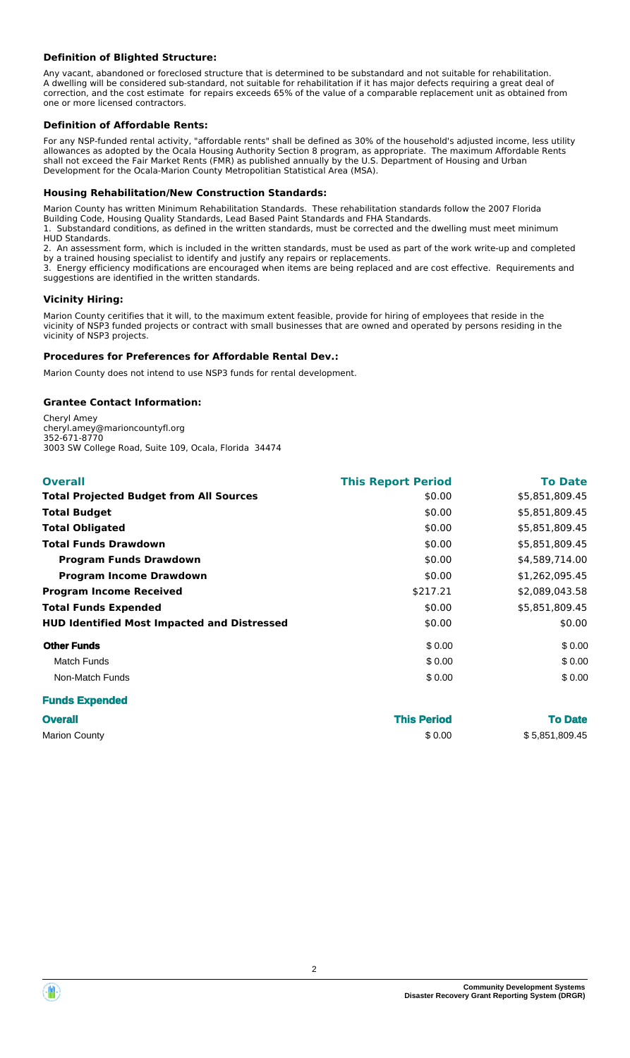**Definition of Blighted Structure:**

Any vacant, abandoned or foreclosed structure that is determined to be substandard and not suitable for rehabilitation. A dwelling will be considered sub-standard, not suitable for rehabilitation if it has major defects requiring a great deal of correction, and the cost estimate for repairs exceeds 65% of the value of a comparable replacement unit as obtained from one or more licensed contractors.

**Definition of Affordable Rents:**

For any NSP-funded rental activity, "affordable rents" shall be defined as 30% of the household's adjusted income, less utility allowances as adopted by the Ocala Housing Authority Section 8 program, as appropriate. The maximum Affordable Rents shall not exceed the Fair Market Rents (FMR) as published annually by the U.S. Department of Housing and Urban Development for the Ocala-Marion County Metropolitian Statistical Area (MSA).

**Housing Rehabilitation/New Construction Standards:**

Marion County has written Minimum Rehabilitation Standards. These rehabilitation standards follow the 2007 Florida Building Code, Housing Quality Standards, Lead Based Paint Standards and FHA Standards.

1. Substandard conditions, as defined in the written standards, must be corrected and the dwelling must meet minimum HUD Standards.
2. An assessment form, which is included in the written standards, must be used as part of the work write-up and completed by a trained housing specialist to identify and justify any repairs or replacements.
3. Energy efficiency modifications are encouraged when items are being replaced and are cost effective. Requirements and suggestions are identified in the written standards.

**Vicinity Hiring:**

Marion County ceritifies that it will, to the maximum extent feasible, provide for hiring of employees that reside in the vicinity of NSP3 funded projects or contract with small businesses that are owned and operated by persons residing in the vicinity of NSP3 projects.

**Procedures for Preferences for Affordable Rental Dev.:**

Marion County does not intend to use NSP3 funds for rental development.

**Grantee Contact Information:**

Cheryl Amey
cheryl.amey@marioncountyfl.org
352-671-8770
3003 SW College Road, Suite 109, Ocala, Florida 34474

| **Overall** | **This Report Period** | **To Date** |
|---|---|---|
| **Total Projected Budget from All Sources** | $0.00 | $5,851,809.45 |
| **Total Budget** | $0.00 | $5,851,809.45 |
| **Total Obligated** | $0.00 | $5,851,809.45 |
| **Total Funds Drawdown** | $0.00 | $5,851,809.45 |
| **Program Funds Drawdown** | $0.00 | $4,589,714.00 |
| **Program Income Drawdown** | $0.00 | $1,262,095.45 |
| **Program Income Received** | $217.21 | $2,089,043.58 |
| **Total Funds Expended** | $0.00 | $5,851,809.45 |
| **HUD Identified Most Impacted and Distressed** | $0.00 | $0.00 |
| **Other Funds** | $ 0.00 | $ 0.00 |
| Match Funds | $ 0.00 | $ 0.00 |
| Non-Match Funds | $ 0.00 | $ 0.00 |

**Funds Expended**

| **Overall** | **This Period** | **To Date** |
|---|---|---|
| Marion County | $ 0.00 | $ 5,851,809.45 |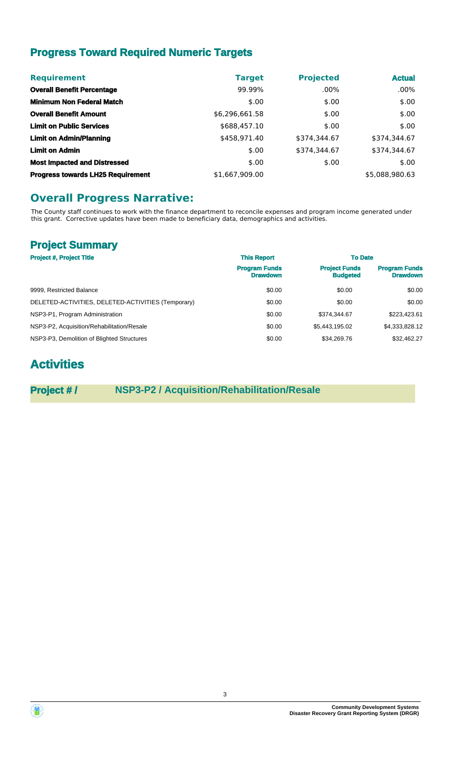## Progress Toward Required Numeric Targets

| Requirement | Target | Projected | Actual |
|---|---|---|---|
| **Overall Benefit Percentage** | 99.99% | .00% | .00% |
| **Minimum Non Federal Match** | $.00 | $.00 | $.00 |
| **Overall Benefit Amount** | $6,296,661.58 | $.00 | $.00 |
| **Limit on Public Services** | $688,457.10 | $.00 | $.00 |
| **Limit on Admin/Planning** | $458,971.40 | $374,344.67 | $374,344.67 |
| **Limit on Admin** | $.00 | $374,344.67 | $374,344.67 |
| **Most Impacted and Distressed** | $.00 | $.00 | $.00 |
| **Progress towards LH25 Requirement** | $1,667,909.00 | | $5,088,980.63 |

## Overall Progress Narrative:

The County staff continues to work with the finance department to reconcile expenses and program income generated under this grant. Corrective updates have been made to beneficiary data, demographics and activities.

## Project Summary

| Project #, Project Title | This Report | To Date | |
|---|---|---|---|
| | **Program Funds Drawdown** | **Project Funds Budgeted** | **Program Funds Drawdown** |
| 9999, Restricted Balance | $0.00 | $0.00 | $0.00 |
| DELETED-ACTIVITIES, DELETED-ACTIVITIES (Temporary) | $0.00 | $0.00 | $0.00 |
| NSP3-P1, Program Administration | $0.00 | $374,344.67 | $223,423.61 |
| NSP3-P2, Acquisition/Rehabilitation/Resale | $0.00 | $5,443,195.02 | $4,333,828.12 |
| NSP3-P3, Demolition of Blighted Structures | $0.00 | $34,269.76 | $32,462.27 |

# Activities

**Project # / NSP3-P2 / Acquisition/Rehabilitation/Resale**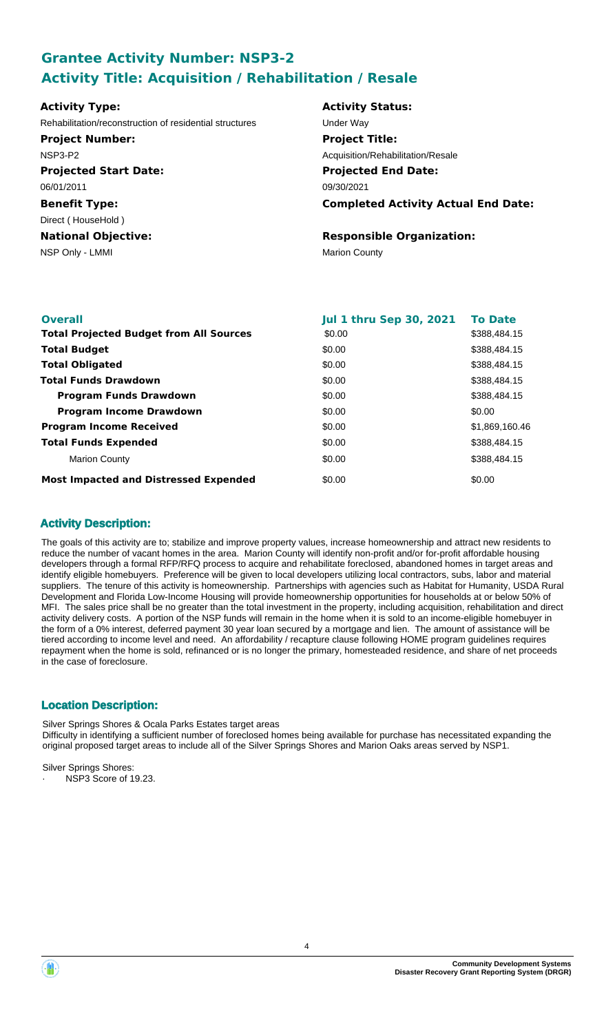# Grantee Activity Number: NSP3-2
# Activity Title: Acquisition / Rehabilitation / Resale

**Activity Type:**
Rehabilitation/reconstruction of residential structures

**Activity Status:**
Under Way

**Project Number:**
NSP3-P2

**Project Title:**
Acquisition/Rehabilitation/Resale

**Projected Start Date:**
06/01/2011

**Projected End Date:**
09/30/2021

**Benefit Type:**
Direct ( HouseHold )

**Completed Activity Actual End Date:**

**National Objective:**
NSP Only - LMMI

**Responsible Organization:**
Marion County

| Overall | Jul 1 thru Sep 30, 2021 | To Date |
|---|---|---|
| **Total Projected Budget from All Sources** | \$0.00 | \$388,484.15 |
| **Total Budget** | \$0.00 | \$388,484.15 |
| **Total Obligated** | \$0.00 | \$388,484.15 |
| **Total Funds Drawdown** | \$0.00 | \$388,484.15 |
| **Program Funds Drawdown** | \$0.00 | \$388,484.15 |
| **Program Income Drawdown** | \$0.00 | \$0.00 |
| **Program Income Received** | \$0.00 | \$1,869,160.46 |
| **Total Funds Expended** | \$0.00 | \$388,484.15 |
| Marion County | \$0.00 | \$388,484.15 |
| **Most Impacted and Distressed Expended** | \$0.00 | \$0.00 |

## Activity Description:

The goals of this activity are to; stabilize and improve property values, increase homeownership and attract new residents to reduce the number of vacant homes in the area. Marion County will identify non-profit and/or for-profit affordable housing developers through a formal RFP/RFQ process to acquire and rehabilitate foreclosed, abandoned homes in target areas and identify eligible homebuyers. Preference will be given to local developers utilizing local contractors, subs, labor and material suppliers. The tenure of this activity is homeownership. Partnerships with agencies such as Habitat for Humanity, USDA Rural Development and Florida Low-Income Housing will provide homeownership opportunities for households at or below 50% of MFI. The sales price shall be no greater than the total investment in the property, including acquisition, rehabilitation and direct activity delivery costs. A portion of the NSP funds will remain in the home when it is sold to an income-eligible homebuyer in the form of a 0% interest, deferred payment 30 year loan secured by a mortgage and lien. The amount of assistance will be tiered according to income level and need. An affordability / recapture clause following HOME program guidelines requires repayment when the home is sold, refinanced or is no longer the primary, homesteaded residence, and share of net proceeds in the case of foreclosure.

## Location Description:

Silver Springs Shores & Ocala Parks Estates target areas
Difficulty in identifying a sufficient number of foreclosed homes being available for purchase has necessitated expanding the original proposed target areas to include all of the Silver Springs Shores and Marion Oaks areas served by NSP1.

Silver Springs Shores:
- NSP3 Score of 19.23.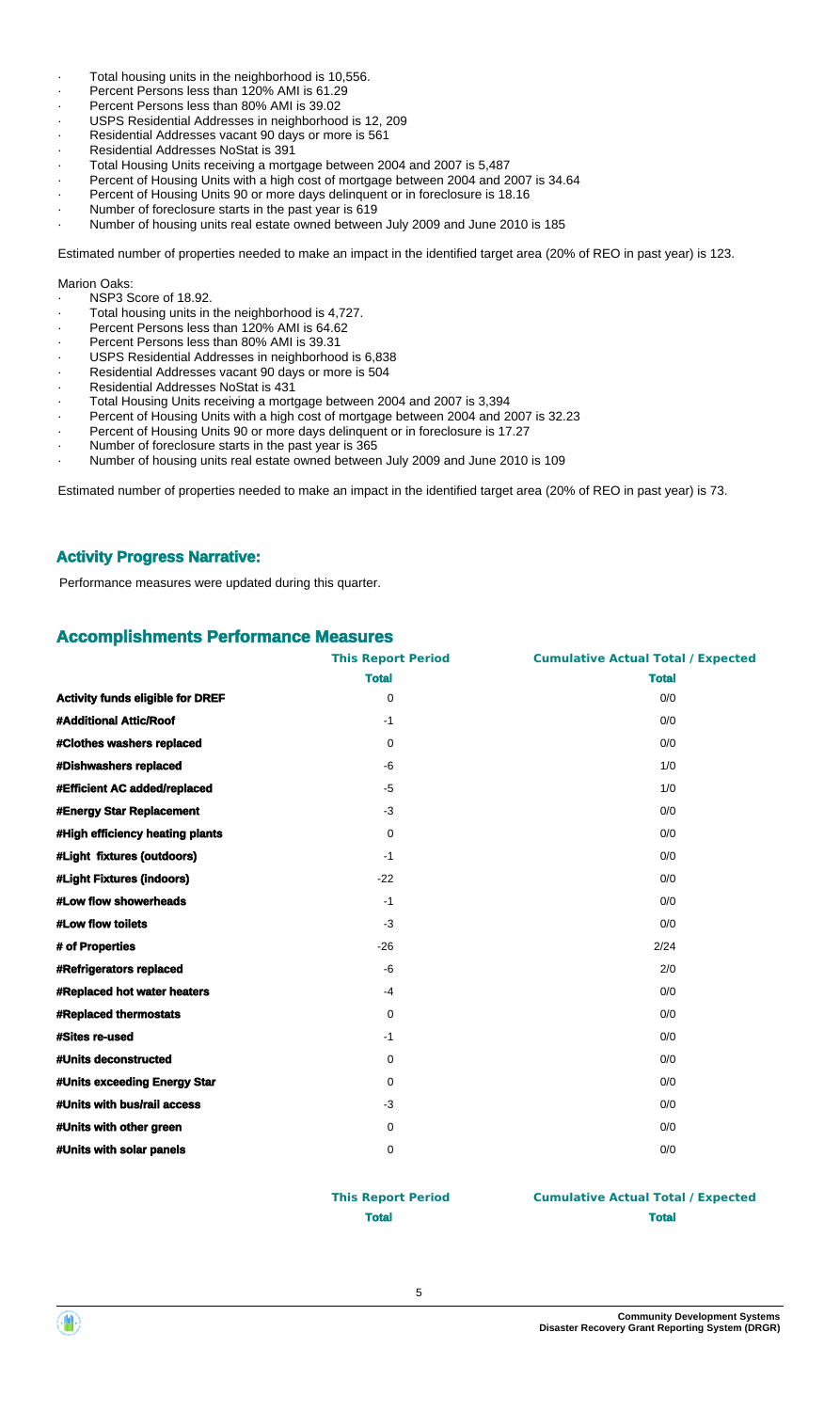- Total housing units in the neighborhood is 10,556.
- Percent Persons less than 120% AMI is 61.29
- Percent Persons less than 80% AMI is 39.02
- USPS Residential Addresses in neighborhood is 12, 209
- Residential Addresses vacant 90 days or more is 561
- Residential Addresses NoStat is 391
- Total Housing Units receiving a mortgage between 2004 and 2007 is 5,487
- Percent of Housing Units with a high cost of mortgage between 2004 and 2007 is 34.64
- Percent of Housing Units 90 or more days delinquent or in foreclosure is 18.16
- Number of foreclosure starts in the past year is 619
- Number of housing units real estate owned between July 2009 and June 2010 is 185

Estimated number of properties needed to make an impact in the identified target area (20% of REO in past year) is 123.

Marion Oaks:

- NSP3 Score of 18.92.
- Total housing units in the neighborhood is 4,727.
- Percent Persons less than 120% AMI is 64.62
- Percent Persons less than 80% AMI is 39.31
- USPS Residential Addresses in neighborhood is 6,838
- Residential Addresses vacant 90 days or more is 504
- Residential Addresses NoStat is 431
- Total Housing Units receiving a mortgage between 2004 and 2007 is 3,394
- Percent of Housing Units with a high cost of mortgage between 2004 and 2007 is 32.23
- Percent of Housing Units 90 or more days delinquent or in foreclosure is 17.27
- Number of foreclosure starts in the past year is 365
- Number of housing units real estate owned between July 2009 and June 2010 is 109

Estimated number of properties needed to make an impact in the identified target area (20% of REO in past year) is 73.

## Activity Progress Narrative:

Performance measures were updated during this quarter.

## Accomplishments Performance Measures

| | This Report Period | Cumulative Actual Total / Expected |
|---|---|---|
| | **Total** | **Total** |
| **Activity funds eligible for DREF** | 0 | 0/0 |
| **#Additional Attic/Roof** | -1 | 0/0 |
| **#Clothes washers replaced** | 0 | 0/0 |
| **#Dishwashers replaced** | -6 | 1/0 |
| **#Efficient AC added/replaced** | -5 | 1/0 |
| **#Energy Star Replacement** | -3 | 0/0 |
| **#High efficiency heating plants** | 0 | 0/0 |
| **#Light fixtures (outdoors)** | -1 | 0/0 |
| **#Light Fixtures (indoors)** | -22 | 0/0 |
| **#Low flow showerheads** | -1 | 0/0 |
| **#Low flow toilets** | -3 | 0/0 |
| **# of Properties** | -26 | 2/24 |
| **#Refrigerators replaced** | -6 | 2/0 |
| **#Replaced hot water heaters** | -4 | 0/0 |
| **#Replaced thermostats** | 0 | 0/0 |
| **#Sites re-used** | -1 | 0/0 |
| **#Units deconstructed** | 0 | 0/0 |
| **#Units exceeding Energy Star** | 0 | 0/0 |
| **#Units with bus/rail access** | -3 | 0/0 |
| **#Units with other green** | 0 | 0/0 |
| **#Units with solar panels** | 0 | 0/0 |

| | This Report Period | Cumulative Actual Total / Expected |
|---|---|---|
| | **Total** | **Total** |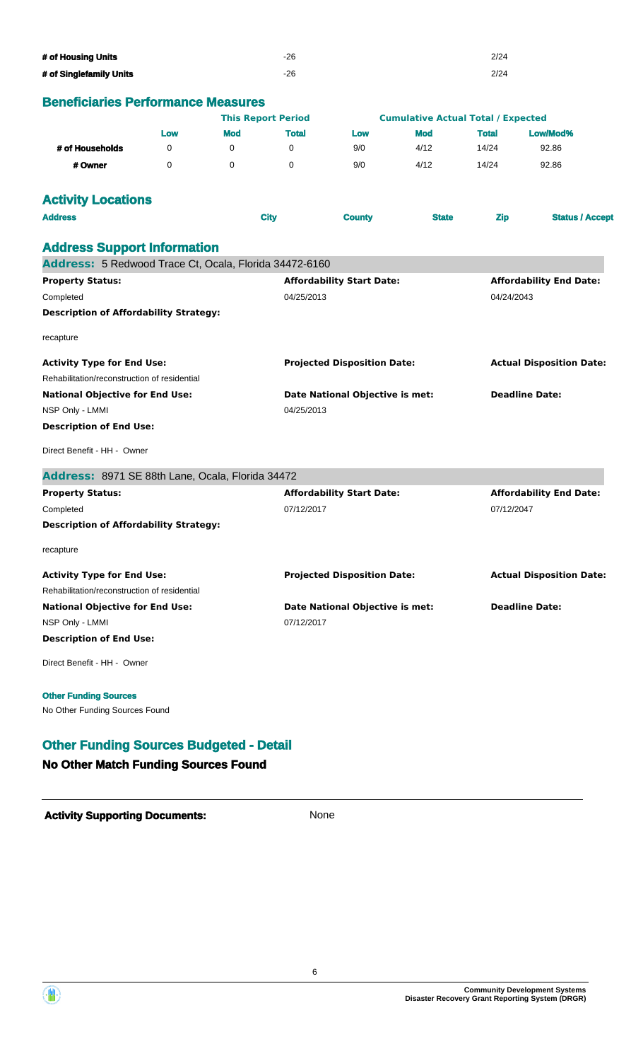| | | |
|---|---|---|
| **# of Housing Units** | -26 | 2/24 |
| **# of Singlefamily Units** | -26 | 2/24 |

## Beneficiaries Performance Measures

| | This Report Period | | | Cumulative Actual Total / Expected | | | |
|---|---|---|---|---|---|---|---|
| | **Low** | **Mod** | **Total** | **Low** | **Mod** | **Total** | **Low/Mod%** |
| **# of Households** | 0 | 0 | 0 | 9/0 | 4/12 | 14/24 | 92.86 |
| **# Owner** | 0 | 0 | 0 | 9/0 | 4/12 | 14/24 | 92.86 |

## Activity Locations

| Address | City | County | State | Zip | Status / Accept |
|---|---|---|---|---|---|

## Address Support Information

### Address: 5 Redwood Trace Ct, Ocala, Florida 34472-6160

| **Property Status:** | **Affordability Start Date:** | **Affordability End Date:** |
|---|---|---|
| Completed | 04/25/2013 | 04/24/2043 |

**Description of Affordability Strategy:**

recapture

| **Activity Type for End Use:** | **Projected Disposition Date:** | **Actual Disposition Date:** |
|---|---|---|
| Rehabilitation/reconstruction of residential | | |
| **National Objective for End Use:** | **Date National Objective is met:** | **Deadline Date:** |
| NSP Only - LMMI | 04/25/2013 | |

**Description of End Use:**

Direct Benefit - HH - Owner

### Address: 8971 SE 88th Lane, Ocala, Florida 34472

| **Property Status:** | **Affordability Start Date:** | **Affordability End Date:** |
|---|---|---|
| Completed | 07/12/2017 | 07/12/2047 |

**Description of Affordability Strategy:**

recapture

| **Activity Type for End Use:** | **Projected Disposition Date:** | **Actual Disposition Date:** |
|---|---|---|
| Rehabilitation/reconstruction of residential | | |
| **National Objective for End Use:** | **Date National Objective is met:** | **Deadline Date:** |
| NSP Only - LMMI | 07/12/2017 | |

**Description of End Use:**

Direct Benefit - HH - Owner

**Other Funding Sources**

No Other Funding Sources Found

## Other Funding Sources Budgeted - Detail

### No Other Match Funding Sources Found

**Activity Supporting Documents:** None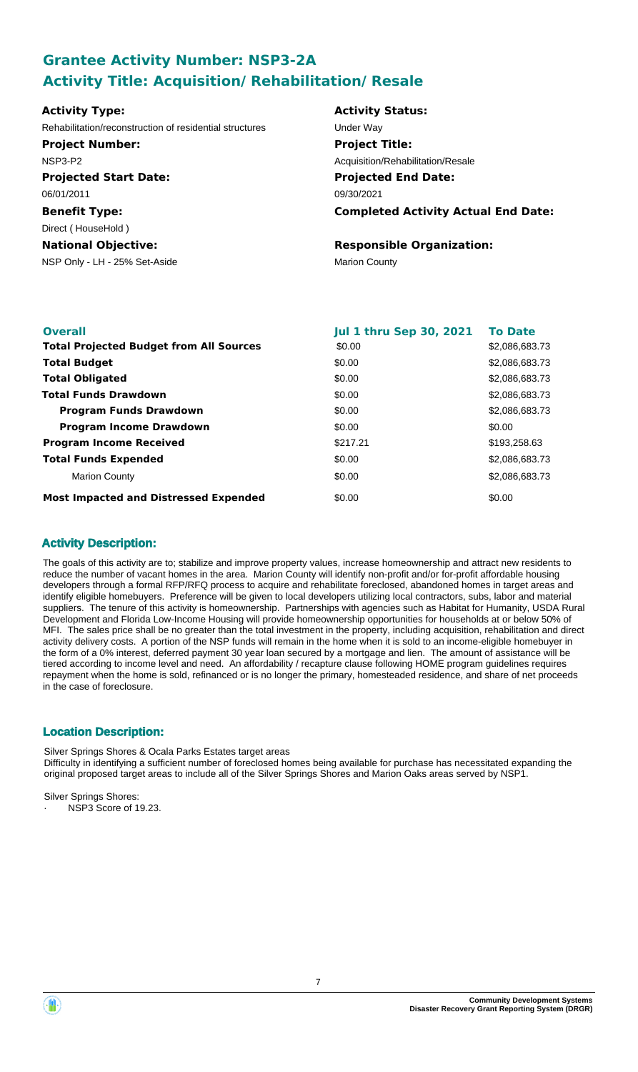## Grantee Activity Number: NSP3-2A
## Activity Title: Acquisition/Rehabilitation/Resale

**Activity Type:**
Rehabilitation/reconstruction of residential structures

**Activity Status:**
Under Way

**Project Number:**
NSP3-P2

**Project Title:**
Acquisition/Rehabilitation/Resale

**Projected Start Date:**
06/01/2011

**Projected End Date:**
09/30/2021

**Benefit Type:**
Direct ( HouseHold )

**Completed Activity Actual End Date:**

**National Objective:**
NSP Only - LH - 25% Set-Aside

**Responsible Organization:**
Marion County

| Overall | Jul 1 thru Sep 30, 2021 | To Date |
|---|---|---|
| **Total Projected Budget from All Sources** | \$0.00 | \$2,086,683.73 |
| **Total Budget** | \$0.00 | \$2,086,683.73 |
| **Total Obligated** | \$0.00 | \$2,086,683.73 |
| **Total Funds Drawdown** | \$0.00 | \$2,086,683.73 |
| **Program Funds Drawdown** | \$0.00 | \$2,086,683.73 |
| **Program Income Drawdown** | \$0.00 | \$0.00 |
| **Program Income Received** | \$217.21 | \$193,258.63 |
| **Total Funds Expended** | \$0.00 | \$2,086,683.73 |
| Marion County | \$0.00 | \$2,086,683.73 |
| **Most Impacted and Distressed Expended** | \$0.00 | \$0.00 |

### Activity Description:

The goals of this activity are to; stabilize and improve property values, increase homeownership and attract new residents to reduce the number of vacant homes in the area. Marion County will identify non-profit and/or for-profit affordable housing developers through a formal RFP/RFQ process to acquire and rehabilitate foreclosed, abandoned homes in target areas and identify eligible homebuyers. Preference will be given to local developers utilizing local contractors, subs, labor and material suppliers. The tenure of this activity is homeownership. Partnerships with agencies such as Habitat for Humanity, USDA Rural Development and Florida Low-Income Housing will provide homeownership opportunities for households at or below 50% of MFI. The sales price shall be no greater than the total investment in the property, including acquisition, rehabilitation and direct activity delivery costs. A portion of the NSP funds will remain in the home when it is sold to an income-eligible homebuyer in the form of a 0% interest, deferred payment 30 year loan secured by a mortgage and lien. The amount of assistance will be tiered according to income level and need. An affordability / recapture clause following HOME program guidelines requires repayment when the home is sold, refinanced or is no longer the primary, homesteaded residence, and share of net proceeds in the case of foreclosure.

### Location Description:

Silver Springs Shores & Ocala Parks Estates target areas
Difficulty in identifying a sufficient number of foreclosed homes being available for purchase has necessitated expanding the original proposed target areas to include all of the Silver Springs Shores and Marion Oaks areas served by NSP1.

Silver Springs Shores:
· NSP3 Score of 19.23.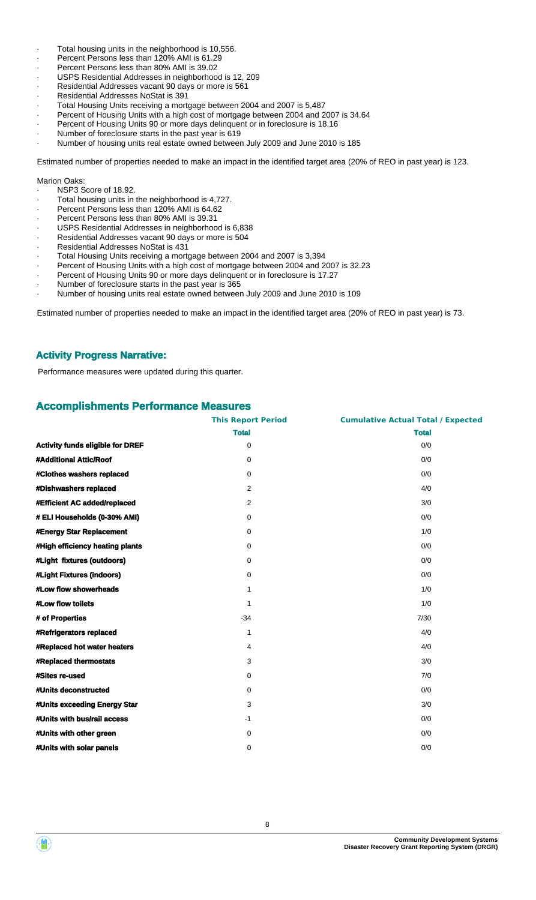- Total housing units in the neighborhood is 10,556.
- Percent Persons less than 120% AMI is 61.29
- Percent Persons less than 80% AMI is 39.02
- USPS Residential Addresses in neighborhood is 12, 209
- Residential Addresses vacant 90 days or more is 561
- Residential Addresses NoStat is 391
- Total Housing Units receiving a mortgage between 2004 and 2007 is 5,487
- Percent of Housing Units with a high cost of mortgage between 2004 and 2007 is 34.64
- Percent of Housing Units 90 or more days delinquent or in foreclosure is 18.16
- Number of foreclosure starts in the past year is 619
- Number of housing units real estate owned between July 2009 and June 2010 is 185

Estimated number of properties needed to make an impact in the identified target area (20% of REO in past year) is 123.

Marion Oaks:

- NSP3 Score of 18.92.
- Total housing units in the neighborhood is 4,727.
- Percent Persons less than 120% AMI is 64.62
- Percent Persons less than 80% AMI is 39.31
- USPS Residential Addresses in neighborhood is 6,838
- Residential Addresses vacant 90 days or more is 504
- Residential Addresses NoStat is 431
- Total Housing Units receiving a mortgage between 2004 and 2007 is 3,394
- Percent of Housing Units with a high cost of mortgage between 2004 and 2007 is 32.23
- Percent of Housing Units 90 or more days delinquent or in foreclosure is 17.27
- Number of foreclosure starts in the past year is 365
- Number of housing units real estate owned between July 2009 and June 2010 is 109

Estimated number of properties needed to make an impact in the identified target area (20% of REO in past year) is 73.

## Activity Progress Narrative:

Performance measures were updated during this quarter.

## Accomplishments Performance Measures

| | This Report Period | Cumulative Actual Total / Expected |
|---|---|---|
| | **Total** | **Total** |
| **Activity funds eligible for DREF** | 0 | 0/0 |
| **#Additional Attic/Roof** | 0 | 0/0 |
| **#Clothes washers replaced** | 0 | 0/0 |
| **#Dishwashers replaced** | 2 | 4/0 |
| **#Efficient AC added/replaced** | 2 | 3/0 |
| **# ELI Households (0-30% AMI)** | 0 | 0/0 |
| **#Energy Star Replacement** | 0 | 1/0 |
| **#High efficiency heating plants** | 0 | 0/0 |
| **#Light fixtures (outdoors)** | 0 | 0/0 |
| **#Light Fixtures (indoors)** | 0 | 0/0 |
| **#Low flow showerheads** | 1 | 1/0 |
| **#Low flow toilets** | 1 | 1/0 |
| **# of Properties** | -34 | 7/30 |
| **#Refrigerators replaced** | 1 | 4/0 |
| **#Replaced hot water heaters** | 4 | 4/0 |
| **#Replaced thermostats** | 3 | 3/0 |
| **#Sites re-used** | 0 | 7/0 |
| **#Units deconstructed** | 0 | 0/0 |
| **#Units exceeding Energy Star** | 3 | 3/0 |
| **#Units with bus/rail access** | -1 | 0/0 |
| **#Units with other green** | 0 | 0/0 |
| **#Units with solar panels** | 0 | 0/0 |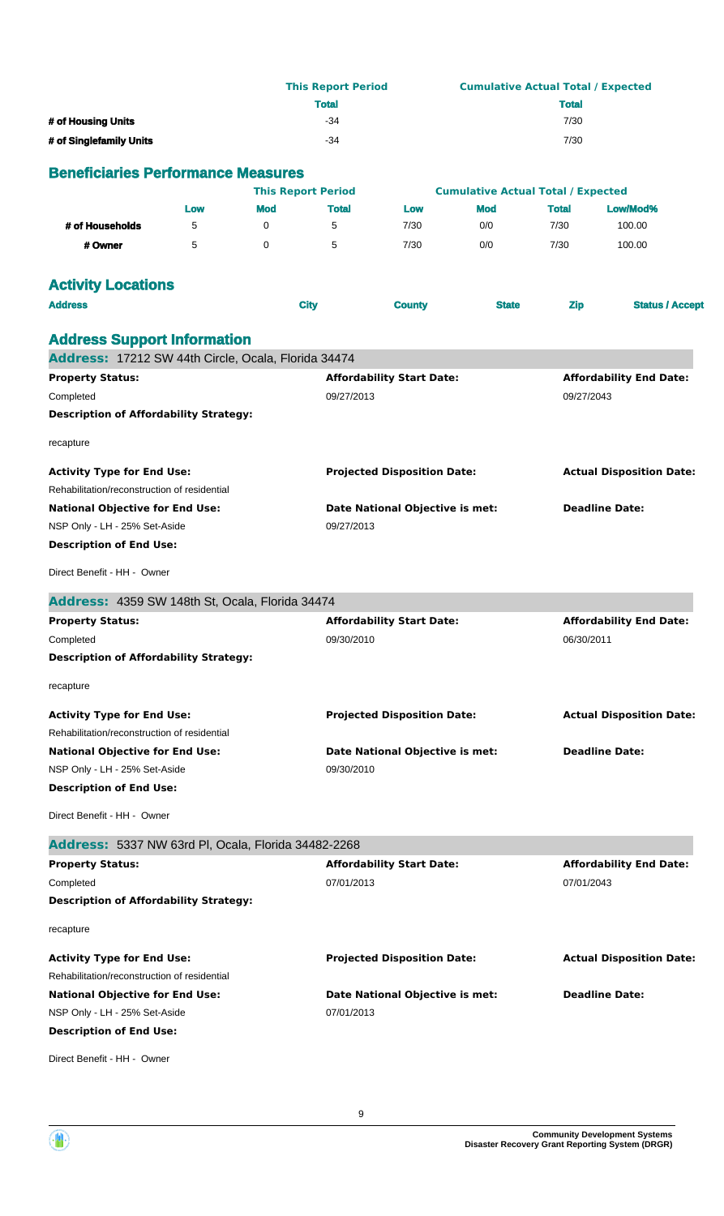| | This Report Period | Cumulative Actual Total / Expected |
|---|---|---|
| | Total | Total |
| # of Housing Units | -34 | 7/30 |
| # of Singlefamily Units | -34 | 7/30 |

## Beneficiaries Performance Measures

| | This Report Period | | | Cumulative Actual Total / Expected | | | |
|---|---|---|---|---|---|---|---|
| | Low | Mod | Total | Low | Mod | Total | Low/Mod% |
| # of Households | 5 | 0 | 5 | 7/30 | 0/0 | 7/30 | 100.00 |
| # Owner | 5 | 0 | 5 | 7/30 | 0/0 | 7/30 | 100.00 |

## Activity Locations

| Address | City | County | State | Zip | Status / Accept |
|---|---|---|---|---|---|

## Address Support Information

### Address: 17212 SW 44th Circle, Ocala, Florida 34474

| Property Status: | Affordability Start Date: | Affordability End Date: |
|---|---|---|
| Completed | 09/27/2013 | 09/27/2043 |

**Description of Affordability Strategy:**

recapture

| Activity Type for End Use: | Projected Disposition Date: | Actual Disposition Date: |
|---|---|---|
| Rehabilitation/reconstruction of residential | | |
| **National Objective for End Use:** | **Date National Objective is met:** | **Deadline Date:** |
| NSP Only - LH - 25% Set-Aside | 09/27/2013 | |

**Description of End Use:**

Direct Benefit - HH - Owner

### Address: 4359 SW 148th St, Ocala, Florida 34474

| Property Status: | Affordability Start Date: | Affordability End Date: |
|---|---|---|
| Completed | 09/30/2010 | 06/30/2011 |

**Description of Affordability Strategy:**

recapture

| Activity Type for End Use: | Projected Disposition Date: | Actual Disposition Date: |
|---|---|---|
| Rehabilitation/reconstruction of residential | | |
| **National Objective for End Use:** | **Date National Objective is met:** | **Deadline Date:** |
| NSP Only - LH - 25% Set-Aside | 09/30/2010 | |

**Description of End Use:**

Direct Benefit - HH - Owner

### Address: 5337 NW 63rd Pl, Ocala, Florida 34482-2268

| Property Status: | Affordability Start Date: | Affordability End Date: |
|---|---|---|
| Completed | 07/01/2013 | 07/01/2043 |

**Description of Affordability Strategy:**

recapture

| Activity Type for End Use: | Projected Disposition Date: | Actual Disposition Date: |
|---|---|---|
| Rehabilitation/reconstruction of residential | | |
| **National Objective for End Use:** | **Date National Objective is met:** | **Deadline Date:** |
| NSP Only - LH - 25% Set-Aside | 07/01/2013 | |

**Description of End Use:**

Direct Benefit - HH - Owner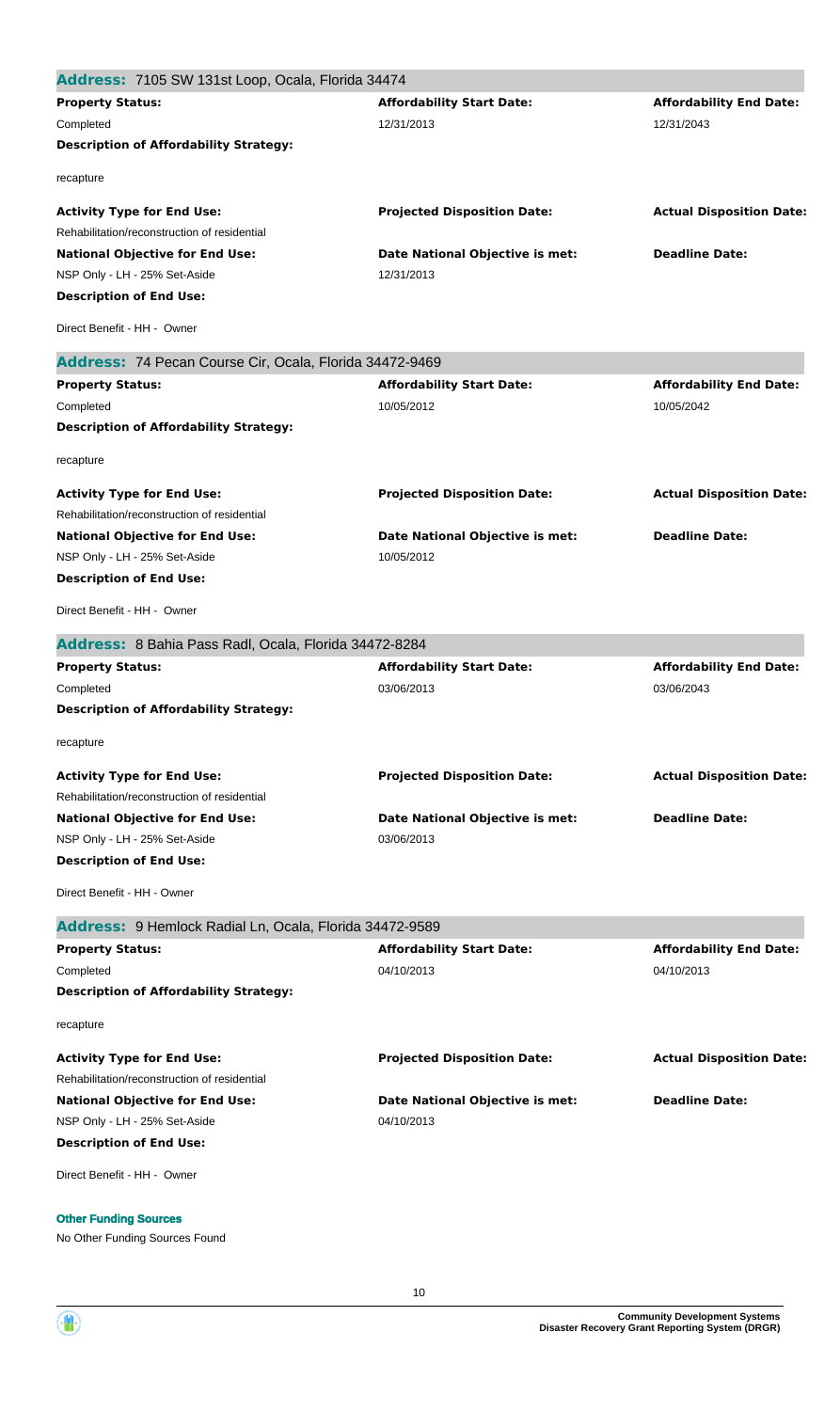**Address:** 7105 SW 131st Loop, Ocala, Florida 34474

| **Property Status:** | **Affordability Start Date:** | **Affordability End Date:** |
|---|---|---|
| Completed | 12/31/2013 | 12/31/2043 |

**Description of Affordability Strategy:**

recapture

| **Activity Type for End Use:** | **Projected Disposition Date:** | **Actual Disposition Date:** |
|---|---|---|
| Rehabilitation/reconstruction of residential | | |
| **National Objective for End Use:** | **Date National Objective is met:** | **Deadline Date:** |
| NSP Only - LH - 25% Set-Aside | 12/31/2013 | |

**Description of End Use:**

Direct Benefit - HH - Owner

**Address:** 74 Pecan Course Cir, Ocala, Florida 34472-9469

| **Property Status:** | **Affordability Start Date:** | **Affordability End Date:** |
|---|---|---|
| Completed | 10/05/2012 | 10/05/2042 |

**Description of Affordability Strategy:**

recapture

| **Activity Type for End Use:** | **Projected Disposition Date:** | **Actual Disposition Date:** |
|---|---|---|
| Rehabilitation/reconstruction of residential | | |
| **National Objective for End Use:** | **Date National Objective is met:** | **Deadline Date:** |
| NSP Only - LH - 25% Set-Aside | 10/05/2012 | |

**Description of End Use:**

Direct Benefit - HH - Owner

**Address:** 8 Bahia Pass Radl, Ocala, Florida 34472-8284

| **Property Status:** | **Affordability Start Date:** | **Affordability End Date:** |
|---|---|---|
| Completed | 03/06/2013 | 03/06/2043 |

**Description of Affordability Strategy:**

recapture

| **Activity Type for End Use:** | **Projected Disposition Date:** | **Actual Disposition Date:** |
|---|---|---|
| Rehabilitation/reconstruction of residential | | |
| **National Objective for End Use:** | **Date National Objective is met:** | **Deadline Date:** |
| NSP Only - LH - 25% Set-Aside | 03/06/2013 | |

**Description of End Use:**

Direct Benefit - HH - Owner

**Address:** 9 Hemlock Radial Ln, Ocala, Florida 34472-9589

| **Property Status:** | **Affordability Start Date:** | **Affordability End Date:** |
|---|---|---|
| Completed | 04/10/2013 | 04/10/2013 |

**Description of Affordability Strategy:**

recapture

| **Activity Type for End Use:** | **Projected Disposition Date:** | **Actual Disposition Date:** |
|---|---|---|
| Rehabilitation/reconstruction of residential | | |
| **National Objective for End Use:** | **Date National Objective is met:** | **Deadline Date:** |
| NSP Only - LH - 25% Set-Aside | 04/10/2013 | |

**Description of End Use:**

Direct Benefit - HH - Owner

**Other Funding Sources**

No Other Funding Sources Found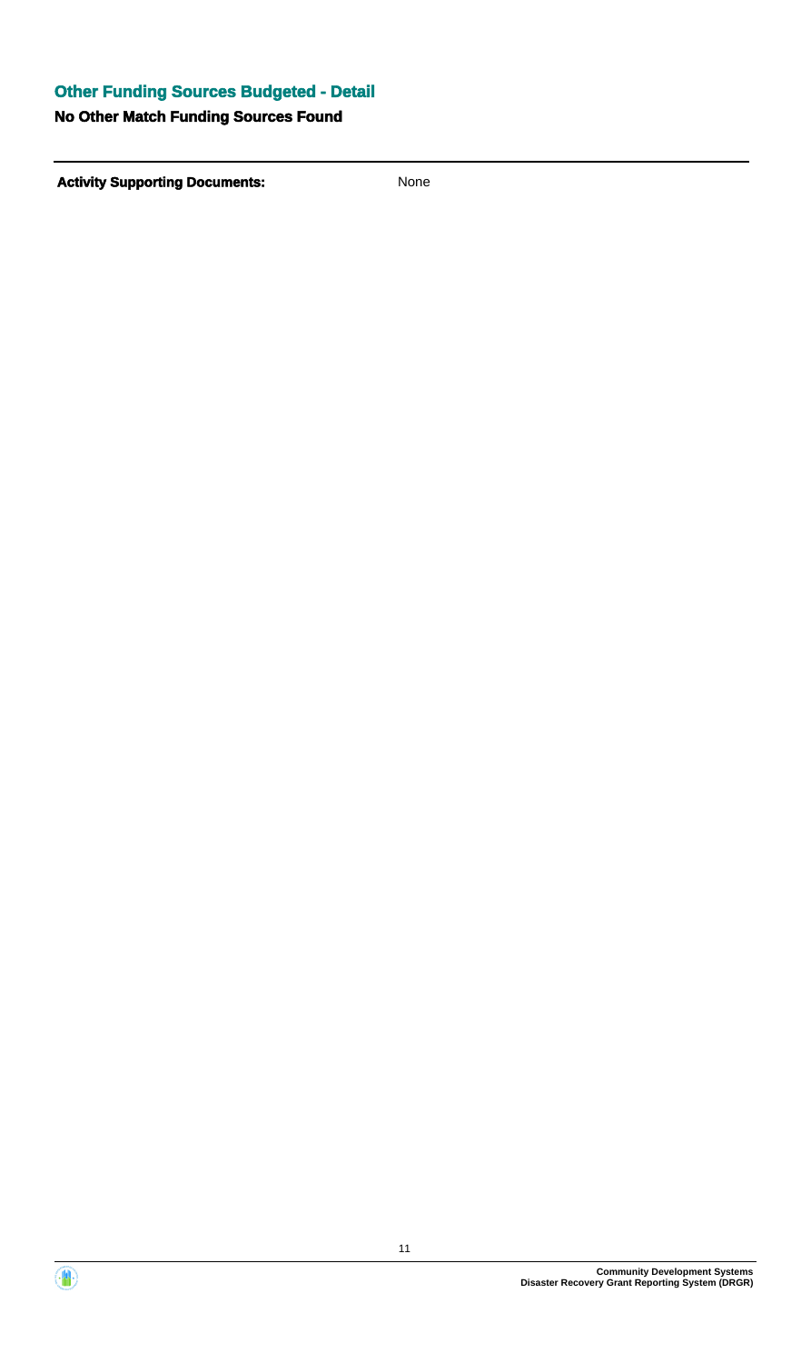## Other Funding Sources Budgeted - Detail

**No Other Match Funding Sources Found**

---

**Activity Supporting Documents:** None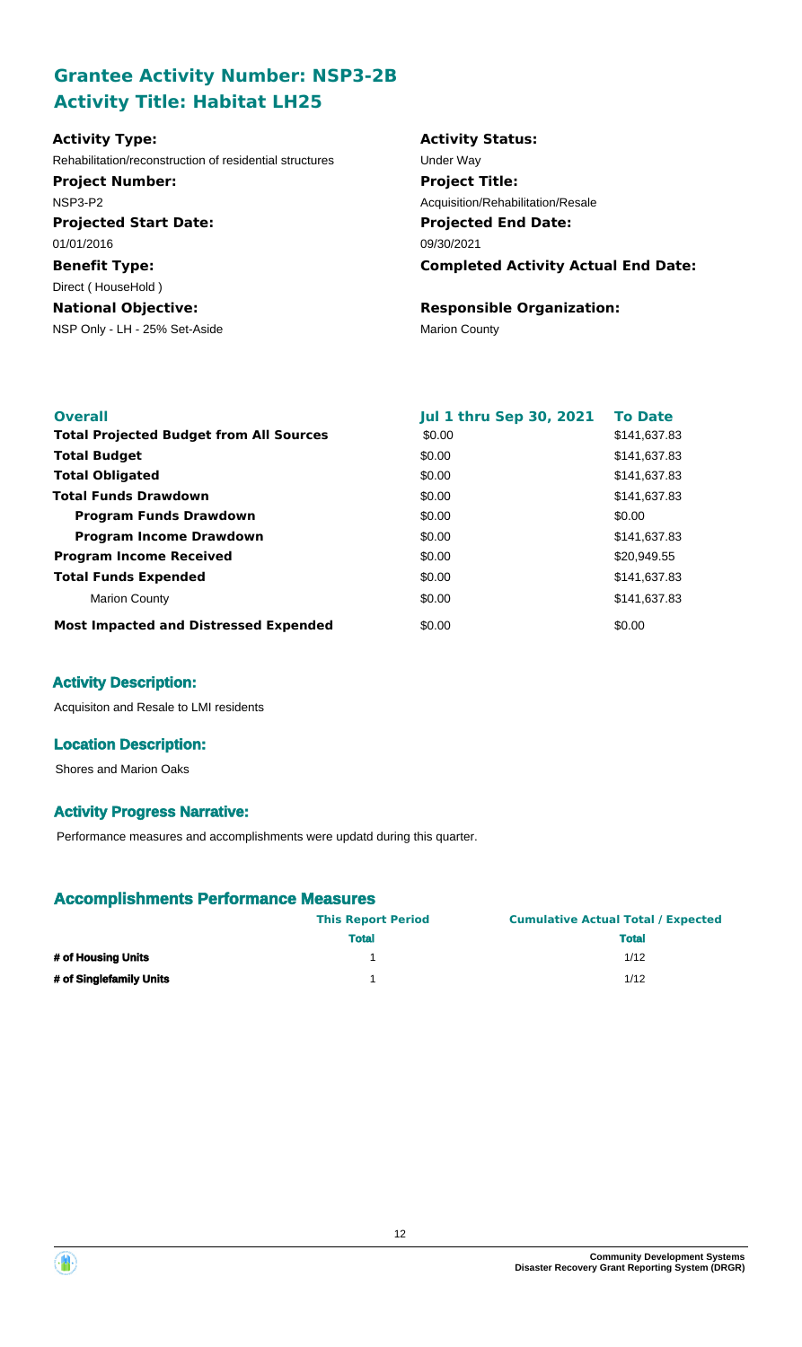## Grantee Activity Number: NSP3-2B
## Activity Title: Habitat LH25

**Activity Type:**
Rehabilitation/reconstruction of residential structures

**Project Number:**
NSP3-P2

**Projected Start Date:**
01/01/2016

**Benefit Type:**
Direct ( HouseHold )

**National Objective:**
NSP Only - LH - 25% Set-Aside

**Activity Status:**
Under Way

**Project Title:**
Acquisition/Rehabilitation/Resale

**Projected End Date:**
09/30/2021

**Completed Activity Actual End Date:**

**Responsible Organization:**
Marion County

| Overall | Jul 1 thru Sep 30, 2021 | To Date |
|---|---|---|
| **Total Projected Budget from All Sources** | $0.00 | $141,637.83 |
| **Total Budget** | $0.00 | $141,637.83 |
| **Total Obligated** | $0.00 | $141,637.83 |
| **Total Funds Drawdown** | $0.00 | $141,637.83 |
| **Program Funds Drawdown** | $0.00 | $0.00 |
| **Program Income Drawdown** | $0.00 | $141,637.83 |
| **Program Income Received** | $0.00 | $20,949.55 |
| **Total Funds Expended** | $0.00 | $141,637.83 |
| Marion County | $0.00 | $141,637.83 |
| **Most Impacted and Distressed Expended** | $0.00 | $0.00 |

### Activity Description:

Acquisiton and Resale to LMI residents

### Location Description:

Shores and Marion Oaks

### Activity Progress Narrative:

Performance measures and accomplishments were updatd during this quarter.

### Accomplishments Performance Measures

| | This Report Period | Cumulative Actual Total / Expected |
|---|---|---|
| | **Total** | **Total** |
| **# of Housing Units** | 1 | 1/12 |
| **# of Singlefamily Units** | 1 | 1/12 |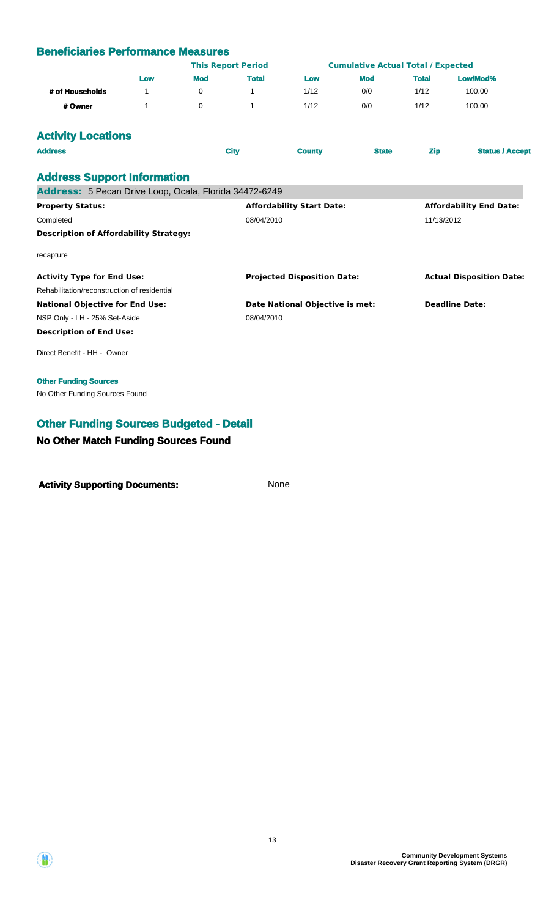## Beneficiaries Performance Measures

| | This Report Period | | | Cumulative Actual Total / Expected | | | |
|---|---|---|---|---|---|---|---|
| | Low | Mod | Total | Low | Mod | Total | Low/Mod% |
| # of Households | 1 | 0 | 1 | 1/12 | 0/0 | 1/12 | 100.00 |
| # Owner | 1 | 0 | 1 | 1/12 | 0/0 | 1/12 | 100.00 |

## Activity Locations

| Address | City | County | State | Zip | Status / Accept |
|---|---|---|---|---|---|

## Address Support Information

**Address:** 5 Pecan Drive Loop, Ocala, Florida 34472-6249

| Property Status: | Affordability Start Date: | Affordability End Date: |
|---|---|---|
| Completed | 08/04/2010 | 11/13/2012 |

**Description of Affordability Strategy:**

recapture

| Activity Type for End Use: | Projected Disposition Date: | Actual Disposition Date: |
|---|---|---|
| Rehabilitation/reconstruction of residential | | |

| National Objective for End Use: | Date National Objective is met: | Deadline Date: |
|---|---|---|
| NSP Only - LH - 25% Set-Aside | 08/04/2010 | |

**Description of End Use:**

Direct Benefit - HH - Owner

**Other Funding Sources**

No Other Funding Sources Found

## Other Funding Sources Budgeted - Detail

### No Other Match Funding Sources Found

**Activity Supporting Documents:** None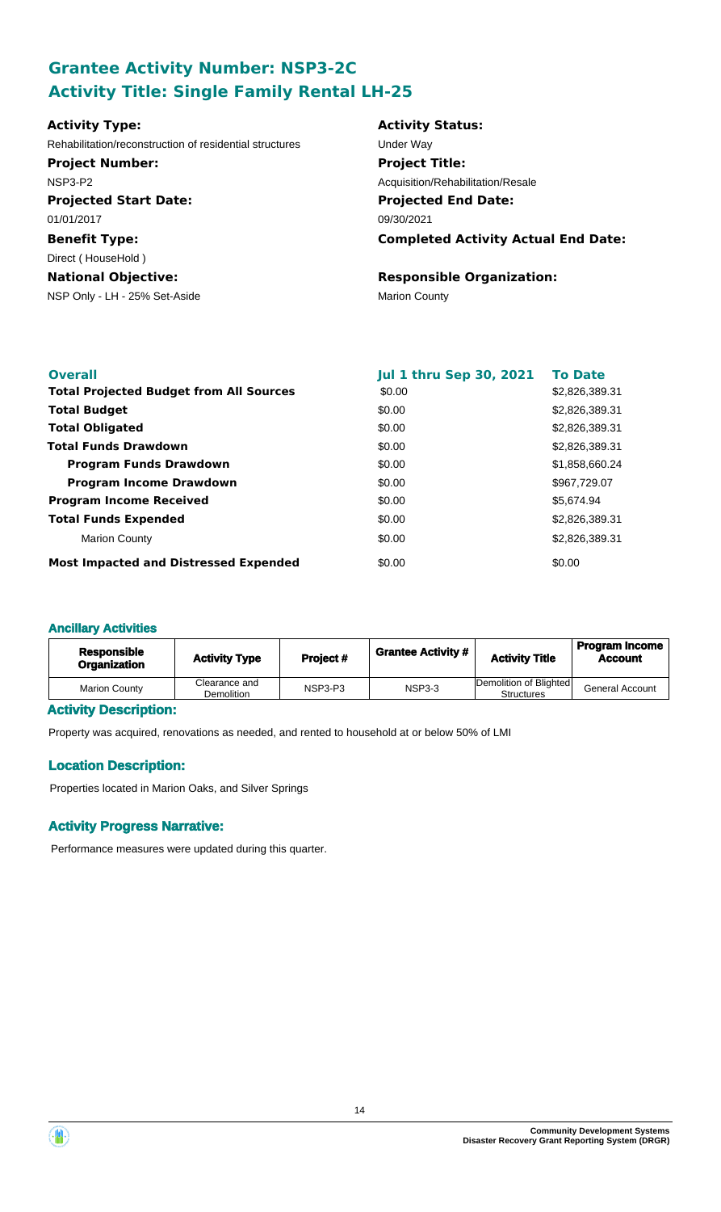## Grantee Activity Number: NSP3-2C
## Activity Title: Single Family Rental LH-25

**Activity Type:**
Rehabilitation/reconstruction of residential structures

**Activity Status:**
Under Way

**Project Number:**
NSP3-P2

**Project Title:**
Acquisition/Rehabilitation/Resale

**Projected Start Date:**
01/01/2017

**Projected End Date:**
09/30/2021

**Benefit Type:**
Direct ( HouseHold )

**Completed Activity Actual End Date:**

**National Objective:**
NSP Only - LH - 25% Set-Aside

**Responsible Organization:**
Marion County

| Overall | Jul 1 thru Sep 30, 2021 | To Date |
|---|---|---|
| **Total Projected Budget from All Sources** | \$0.00 | \$2,826,389.31 |
| **Total Budget** | \$0.00 | \$2,826,389.31 |
| **Total Obligated** | \$0.00 | \$2,826,389.31 |
| **Total Funds Drawdown** | \$0.00 | \$2,826,389.31 |
| **Program Funds Drawdown** | \$0.00 | \$1,858,660.24 |
| **Program Income Drawdown** | \$0.00 | \$967,729.07 |
| **Program Income Received** | \$0.00 | \$5,674.94 |
| **Total Funds Expended** | \$0.00 | \$2,826,389.31 |
| Marion County | \$0.00 | \$2,826,389.31 |
| **Most Impacted and Distressed Expended** | \$0.00 | \$0.00 |

### Ancillary Activities

| Responsible Organization | Activity Type | Project # | Grantee Activity # | Activity Title | Program Income Account |
|---|---|---|---|---|---|
| Marion County | Clearance and Demolition | NSP3-P3 | NSP3-3 | Demolition of Blighted Structures | General Account |

### Activity Description:

Property was acquired, renovations as needed, and rented to household at or below 50% of LMI

### Location Description:

Properties located in Marion Oaks, and Silver Springs

### Activity Progress Narrative:

Performance measures were updated during this quarter.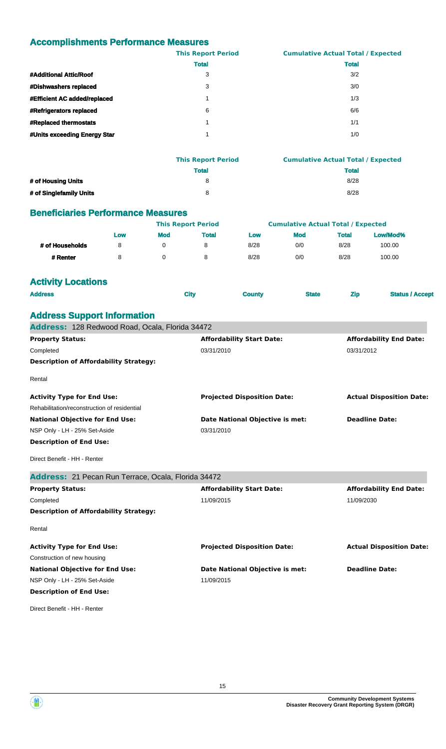## Accomplishments Performance Measures

| | This Report Period | Cumulative Actual Total / Expected |
|---|---|---|
| | **Total** | **Total** |
| **#Additional Attic/Roof** | 3 | 3/2 |
| **#Dishwashers replaced** | 3 | 3/0 |
| **#Efficient AC added/replaced** | 1 | 1/3 |
| **#Refrigerators replaced** | 6 | 6/6 |
| **#Replaced thermostats** | 1 | 1/1 |
| **#Units exceeding Energy Star** | 1 | 1/0 |

| | This Report Period | Cumulative Actual Total / Expected |
|---|---|---|
| | **Total** | **Total** |
| **# of Housing Units** | 8 | 8/28 |
| **# of Singlefamily Units** | 8 | 8/28 |

## Beneficiaries Performance Measures

| | This Report Period | | | Cumulative Actual Total / Expected | | | |
|---|---|---|---|---|---|---|---|
| | **Low** | **Mod** | **Total** | **Low** | **Mod** | **Total** | **Low/Mod%** |
| **# of Households** | 8 | 0 | 8 | 8/28 | 0/0 | 8/28 | 100.00 |
| **# Renter** | 8 | 0 | 8 | 8/28 | 0/0 | 8/28 | 100.00 |

## Activity Locations

| Address | City | County | State | Zip | Status / Accept |
|---|---|---|---|---|---|

## Address Support Information

### Address: 128 Redwood Road, Ocala, Florida 34472

| **Property Status:** | **Affordability Start Date:** | **Affordability End Date:** |
|---|---|---|
| Completed | 03/31/2010 | 03/31/2012 |

**Description of Affordability Strategy:**

Rental

| **Activity Type for End Use:** | **Projected Disposition Date:** | **Actual Disposition Date:** |
|---|---|---|
| Rehabilitation/reconstruction of residential | | |
| **National Objective for End Use:** | **Date National Objective is met:** | **Deadline Date:** |
| NSP Only - LH - 25% Set-Aside | 03/31/2010 | |

**Description of End Use:**

Direct Benefit - HH - Renter

### Address: 21 Pecan Run Terrace, Ocala, Florida 34472

| **Property Status:** | **Affordability Start Date:** | **Affordability End Date:** |
|---|---|---|
| Completed | 11/09/2015 | 11/09/2030 |

**Description of Affordability Strategy:**

Rental

| **Activity Type for End Use:** | **Projected Disposition Date:** | **Actual Disposition Date:** |
|---|---|---|
| Construction of new housing | | |
| **National Objective for End Use:** | **Date National Objective is met:** | **Deadline Date:** |
| NSP Only - LH - 25% Set-Aside | 11/09/2015 | |

**Description of End Use:**

Direct Benefit - HH - Renter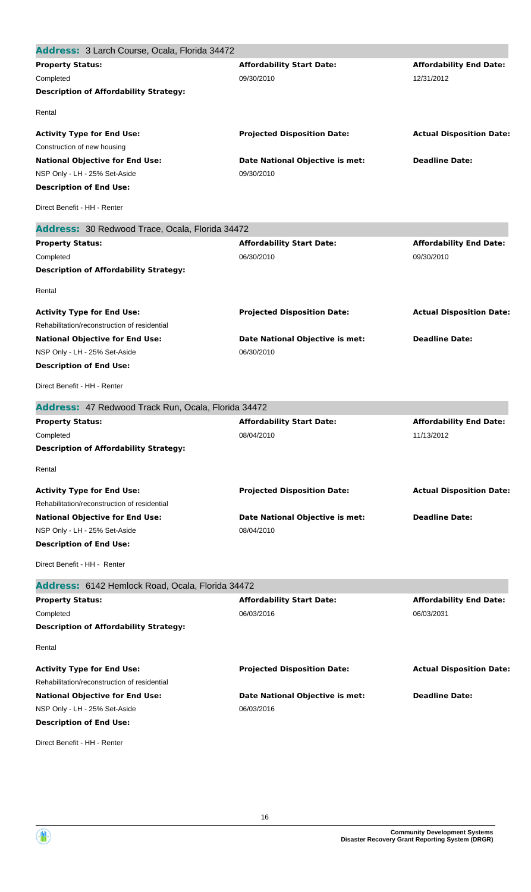**Address:** 3 Larch Course, Ocala, Florida 34472

| **Property Status:** | **Affordability Start Date:** | **Affordability End Date:** |
|---|---|---|
| Completed | 09/30/2010 | 12/31/2012 |

**Description of Affordability Strategy:**

Rental

| **Activity Type for End Use:** | **Projected Disposition Date:** | **Actual Disposition Date:** |
|---|---|---|
| Construction of new housing | | |
| **National Objective for End Use:** | **Date National Objective is met:** | **Deadline Date:** |
| NSP Only - LH - 25% Set-Aside | 09/30/2010 | |

**Description of End Use:**

Direct Benefit - HH - Renter

**Address:** 30 Redwood Trace, Ocala, Florida 34472

| **Property Status:** | **Affordability Start Date:** | **Affordability End Date:** |
|---|---|---|
| Completed | 06/30/2010 | 09/30/2010 |

**Description of Affordability Strategy:**

Rental

| **Activity Type for End Use:** | **Projected Disposition Date:** | **Actual Disposition Date:** |
|---|---|---|
| Rehabilitation/reconstruction of residential | | |
| **National Objective for End Use:** | **Date National Objective is met:** | **Deadline Date:** |
| NSP Only - LH - 25% Set-Aside | 06/30/2010 | |

**Description of End Use:**

Direct Benefit - HH - Renter

**Address:** 47 Redwood Track Run, Ocala, Florida 34472

| **Property Status:** | **Affordability Start Date:** | **Affordability End Date:** |
|---|---|---|
| Completed | 08/04/2010 | 11/13/2012 |

**Description of Affordability Strategy:**

Rental

| **Activity Type for End Use:** | **Projected Disposition Date:** | **Actual Disposition Date:** |
|---|---|---|
| Rehabilitation/reconstruction of residential | | |
| **National Objective for End Use:** | **Date National Objective is met:** | **Deadline Date:** |
| NSP Only - LH - 25% Set-Aside | 08/04/2010 | |

**Description of End Use:**

Direct Benefit - HH - Renter

**Address:** 6142 Hemlock Road, Ocala, Florida 34472

| **Property Status:** | **Affordability Start Date:** | **Affordability End Date:** |
|---|---|---|
| Completed | 06/03/2016 | 06/03/2031 |

**Description of Affordability Strategy:**

Rental

| **Activity Type for End Use:** | **Projected Disposition Date:** | **Actual Disposition Date:** |
|---|---|---|
| Rehabilitation/reconstruction of residential | | |
| **National Objective for End Use:** | **Date National Objective is met:** | **Deadline Date:** |
| NSP Only - LH - 25% Set-Aside | 06/03/2016 | |

**Description of End Use:**

Direct Benefit - HH - Renter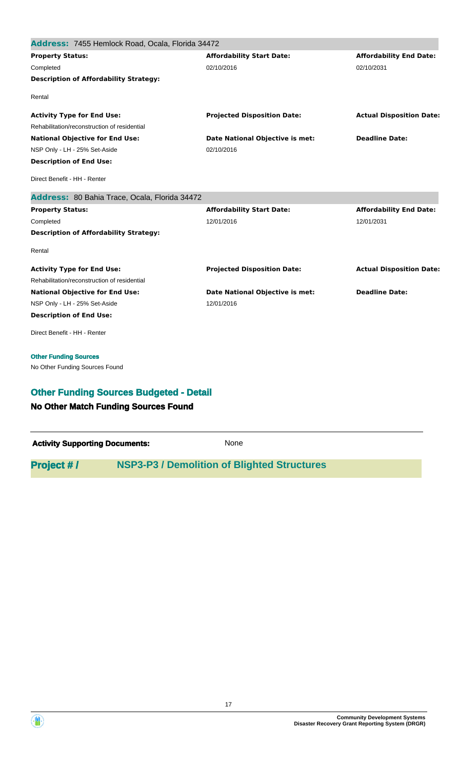### Address: 7455 Hemlock Road, Ocala, Florida 34472

| Property Status: | Affordability Start Date: | Affordability End Date: |
| --- | --- | --- |
| Completed | 02/10/2016 | 02/10/2031 |

**Description of Affordability Strategy:**

Rental

| Activity Type for End Use: | Projected Disposition Date: | Actual Disposition Date: |
| --- | --- | --- |
| Rehabilitation/reconstruction of residential | | |

| National Objective for End Use: | Date National Objective is met: | Deadline Date: |
| --- | --- | --- |
| NSP Only - LH - 25% Set-Aside | 02/10/2016 | |

**Description of End Use:**

Direct Benefit - HH - Renter

### Address: 80 Bahia Trace, Ocala, Florida 34472

| Property Status: | Affordability Start Date: | Affordability End Date: |
| --- | --- | --- |
| Completed | 12/01/2016 | 12/01/2031 |

**Description of Affordability Strategy:**

Rental

| Activity Type for End Use: | Projected Disposition Date: | Actual Disposition Date: |
| --- | --- | --- |
| Rehabilitation/reconstruction of residential | | |

| National Objective for End Use: | Date National Objective is met: | Deadline Date: |
| --- | --- | --- |
| NSP Only - LH - 25% Set-Aside | 12/01/2016 | |

**Description of End Use:**

Direct Benefit - HH - Renter

**Other Funding Sources**

No Other Funding Sources Found

## Other Funding Sources Budgeted - Detail

### No Other Match Funding Sources Found

**Activity Supporting Documents:** None

## Project # / NSP3-P3 / Demolition of Blighted Structures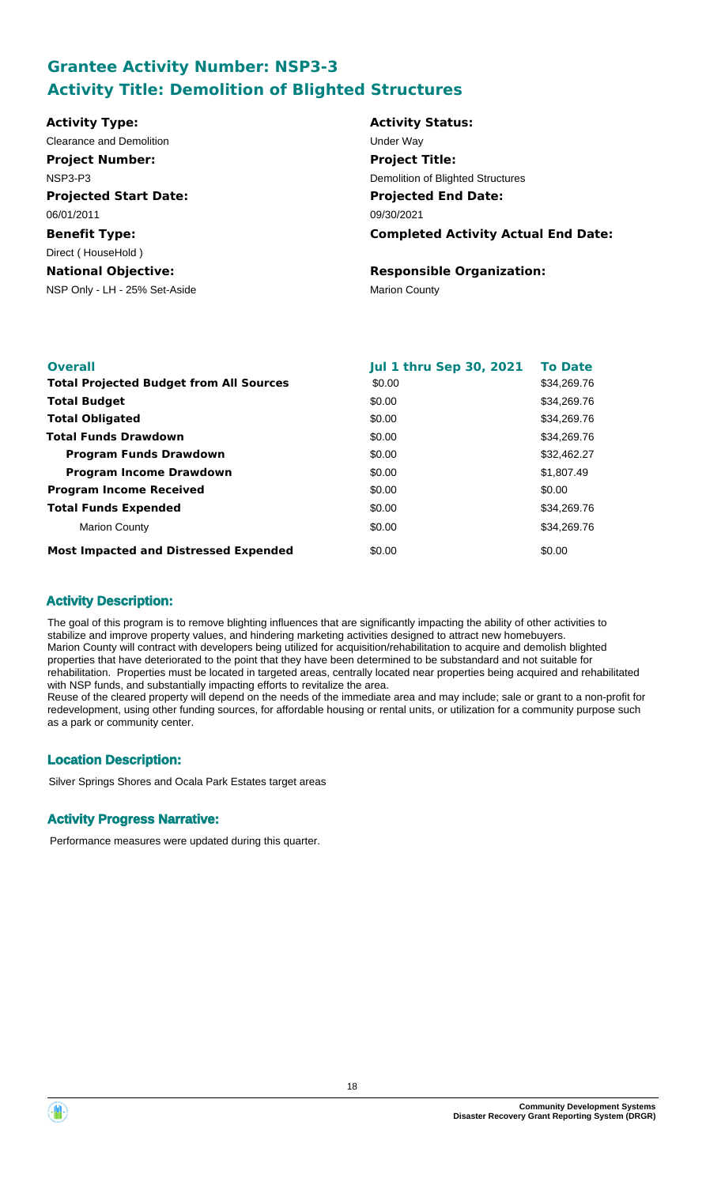## Grantee Activity Number: NSP3-3
## Activity Title: Demolition of Blighted Structures

**Activity Type:**
Clearance and Demolition

**Activity Status:**
Under Way

**Project Number:**
NSP3-P3

**Project Title:**
Demolition of Blighted Structures

**Projected Start Date:**
06/01/2011

**Projected End Date:**
09/30/2021

**Benefit Type:**
Direct ( HouseHold )

**Completed Activity Actual End Date:**

**National Objective:**
NSP Only - LH - 25% Set-Aside

**Responsible Organization:**
Marion County

| Overall | Jul 1 thru Sep 30, 2021 | To Date |
|---|---|---|
| **Total Projected Budget from All Sources** | $0.00 | $34,269.76 |
| **Total Budget** | $0.00 | $34,269.76 |
| **Total Obligated** | $0.00 | $34,269.76 |
| **Total Funds Drawdown** | $0.00 | $34,269.76 |
| **Program Funds Drawdown** | $0.00 | $32,462.27 |
| **Program Income Drawdown** | $0.00 | $1,807.49 |
| **Program Income Received** | $0.00 | $0.00 |
| **Total Funds Expended** | $0.00 | $34,269.76 |
| Marion County | $0.00 | $34,269.76 |
| **Most Impacted and Distressed Expended** | $0.00 | $0.00 |

### Activity Description:

The goal of this program is to remove blighting influences that are significantly impacting the ability of other activities to stabilize and improve property values, and hindering marketing activities designed to attract new homebuyers. Marion County will contract with developers being utilized for acquisition/rehabilitation to acquire and demolish blighted properties that have deteriorated to the point that they have been determined to be substandard and not suitable for rehabilitation. Properties must be located in targeted areas, centrally located near properties being acquired and rehabilitated with NSP funds, and substantially impacting efforts to revitalize the area.
Reuse of the cleared property will depend on the needs of the immediate area and may include; sale or grant to a non-profit for redevelopment, using other funding sources, for affordable housing or rental units, or utilization for a community purpose such as a park or community center.

### Location Description:

Silver Springs Shores and Ocala Park Estates target areas

### Activity Progress Narrative:

Performance measures were updated during this quarter.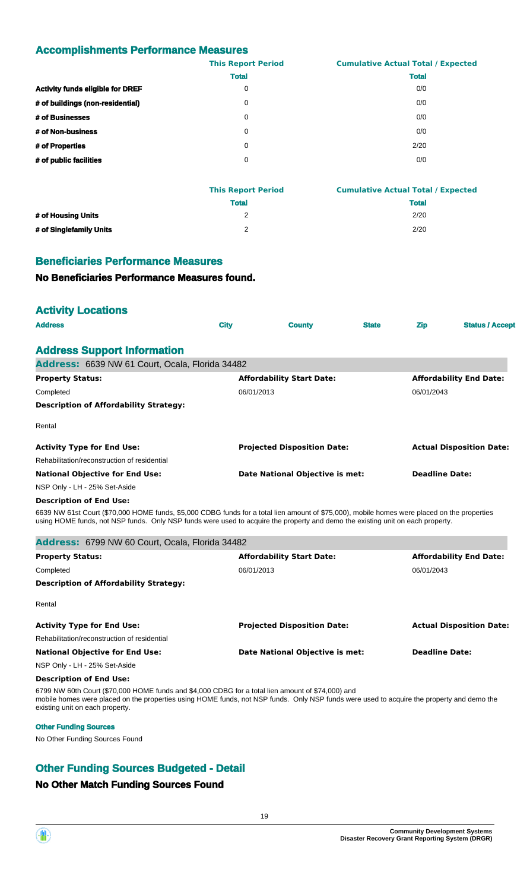## Accomplishments Performance Measures

| | This Report Period | Cumulative Actual Total / Expected |
|---|---|---|
| | Total | Total |
| **Activity funds eligible for DREF** | 0 | 0/0 |
| **# of buildings (non-residential)** | 0 | 0/0 |
| **# of Businesses** | 0 | 0/0 |
| **# of Non-business** | 0 | 0/0 |
| **# of Properties** | 0 | 2/20 |
| **# of public facilities** | 0 | 0/0 |

| | This Report Period | Cumulative Actual Total / Expected |
|---|---|---|
| | Total | Total |
| **# of Housing Units** | 2 | 2/20 |
| **# of Singlefamily Units** | 2 | 2/20 |

## Beneficiaries Performance Measures

### No Beneficiaries Performance Measures found.

## Activity Locations

| Address | City | County | State | Zip | Status / Accept |
|---|---|---|---|---|---|

## Address Support Information

**Address:** 6639 NW 61 Court, Ocala, Florida 34482

| Property Status: | Affordability Start Date: | Affordability End Date: |
|---|---|---|
| Completed | 06/01/2013 | 06/01/2043 |

**Description of Affordability Strategy:**

Rental

| Activity Type for End Use: | Projected Disposition Date: | Actual Disposition Date: |
|---|---|---|
| Rehabilitation/reconstruction of residential | | |

| National Objective for End Use: | Date National Objective is met: | Deadline Date: |
|---|---|---|
| NSP Only - LH - 25% Set-Aside | | |

**Description of End Use:**

6639 NW 61st Court ($70,000 HOME funds, $5,000 CDBG funds for a total lien amount of $75,000), mobile homes were placed on the properties using HOME funds, not NSP funds. Only NSP funds were used to acquire the property and demo the existing unit on each property.

**Address:** 6799 NW 60 Court, Ocala, Florida 34482

| Property Status: | Affordability Start Date: | Affordability End Date: |
|---|---|---|
| Completed | 06/01/2013 | 06/01/2043 |

**Description of Affordability Strategy:**

Rental

| Activity Type for End Use: | Projected Disposition Date: | Actual Disposition Date: |
|---|---|---|
| Rehabilitation/reconstruction of residential | | |

| National Objective for End Use: | Date National Objective is met: | Deadline Date: |
|---|---|---|
| NSP Only - LH - 25% Set-Aside | | |

**Description of End Use:**

6799 NW 60th Court ($70,000 HOME funds and $4,000 CDBG for a total lien amount of $74,000) and mobile homes were placed on the properties using HOME funds, not NSP funds. Only NSP funds were used to acquire the property and demo the existing unit on each property.

**Other Funding Sources**

No Other Funding Sources Found

## Other Funding Sources Budgeted - Detail

### No Other Match Funding Sources Found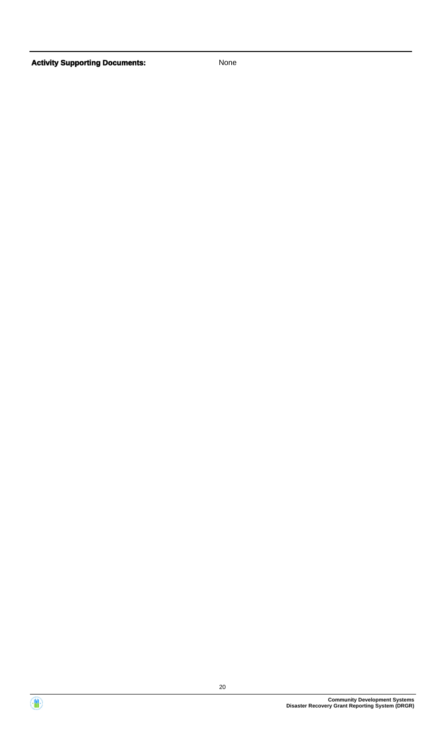| | |
|---|---|
| **Activity Supporting Documents:** | None |